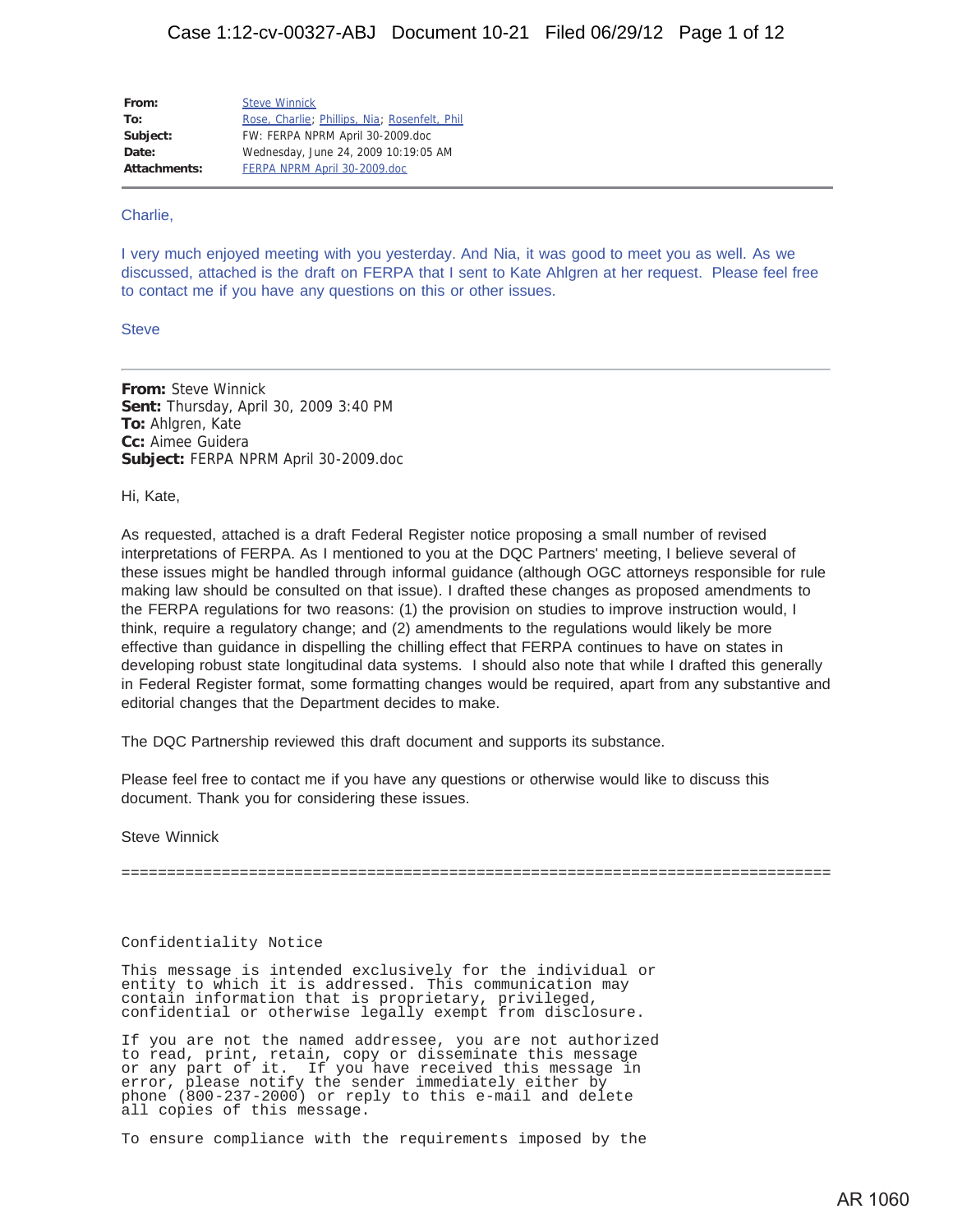| | |
|---|---|
| **From:** | Steve Winnick |
| **To:** | Rose, Charlie; Phillips, Nia; Rosenfelt, Phil |
| **Subject:** | FW: FERPA NPRM April 30-2009.doc |
| **Date:** | Wednesday, June 24, 2009 10:19:05 AM |
| **Attachments:** | FERPA NPRM April 30-2009.doc |

Charlie,

I very much enjoyed meeting with you yesterday. And Nia, it was good to meet you as well. As we discussed, attached is the draft on FERPA that I sent to Kate Ahlgren at her request. Please feel free to contact me if you have any questions on this or other issues.

Steve

---

**From:** Steve Winnick
**Sent:** Thursday, April 30, 2009 3:40 PM
**To:** Ahlgren, Kate
**Cc:** Aimee Guidera
**Subject:** FERPA NPRM April 30-2009.doc

Hi, Kate,

As requested, attached is a draft Federal Register notice proposing a small number of revised interpretations of FERPA. As I mentioned to you at the DQC Partners' meeting, I believe several of these issues might be handled through informal guidance (although OGC attorneys responsible for rule making law should be consulted on that issue). I drafted these changes as proposed amendments to the FERPA regulations for two reasons: (1) the provision on studies to improve instruction would, I think, require a regulatory change; and (2) amendments to the regulations would likely be more effective than guidance in dispelling the chilling effect that FERPA continues to have on states in developing robust state longitudinal data systems. I should also note that while I drafted this generally in Federal Register format, some formatting changes would be required, apart from any substantive and editorial changes that the Department decides to make.

The DQC Partnership reviewed this draft document and supports its substance.

Please feel free to contact me if you have any questions or otherwise would like to discuss this document. Thank you for considering these issues.

Steve Winnick

==============================================================================

Confidentiality Notice

This message is intended exclusively for the individual or entity to which it is addressed. This communication may contain information that is proprietary, privileged, confidential or otherwise legally exempt from disclosure.

If you are not the named addressee, you are not authorized to read, print, retain, copy or disseminate this message or any part of it. If you have received this message in error, please notify the sender immediately either by phone (800-237-2000) or reply to this e-mail and delete all copies of this message.

To ensure compliance with the requirements imposed by the

AR 1060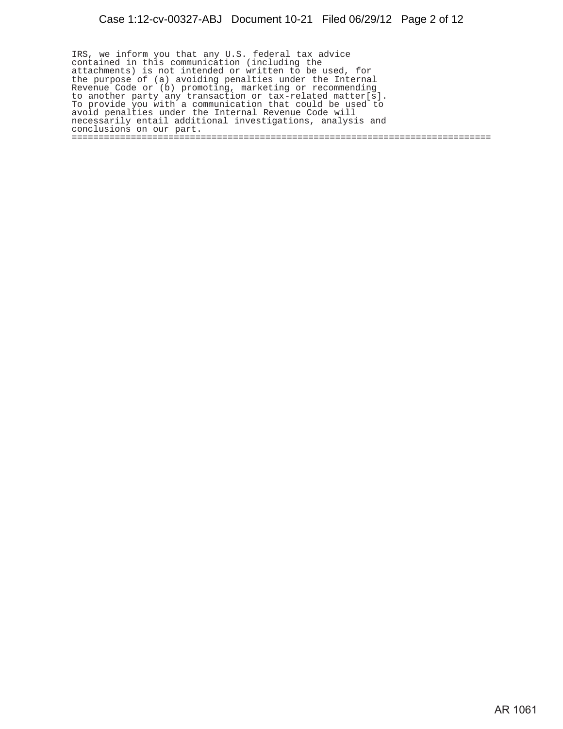IRS, we inform you that any U.S. federal tax advice contained in this communication (including the attachments) is not intended or written to be used, for the purpose of (a) avoiding penalties under the Internal Revenue Code or (b) promoting, marketing or recommending to another party any transaction or tax-related matter[s]. To provide you with a communication that could be used to avoid penalties under the Internal Revenue Code will necessarily entail additional investigations, analysis and conclusions on our part.
==============================================================================

AR 1061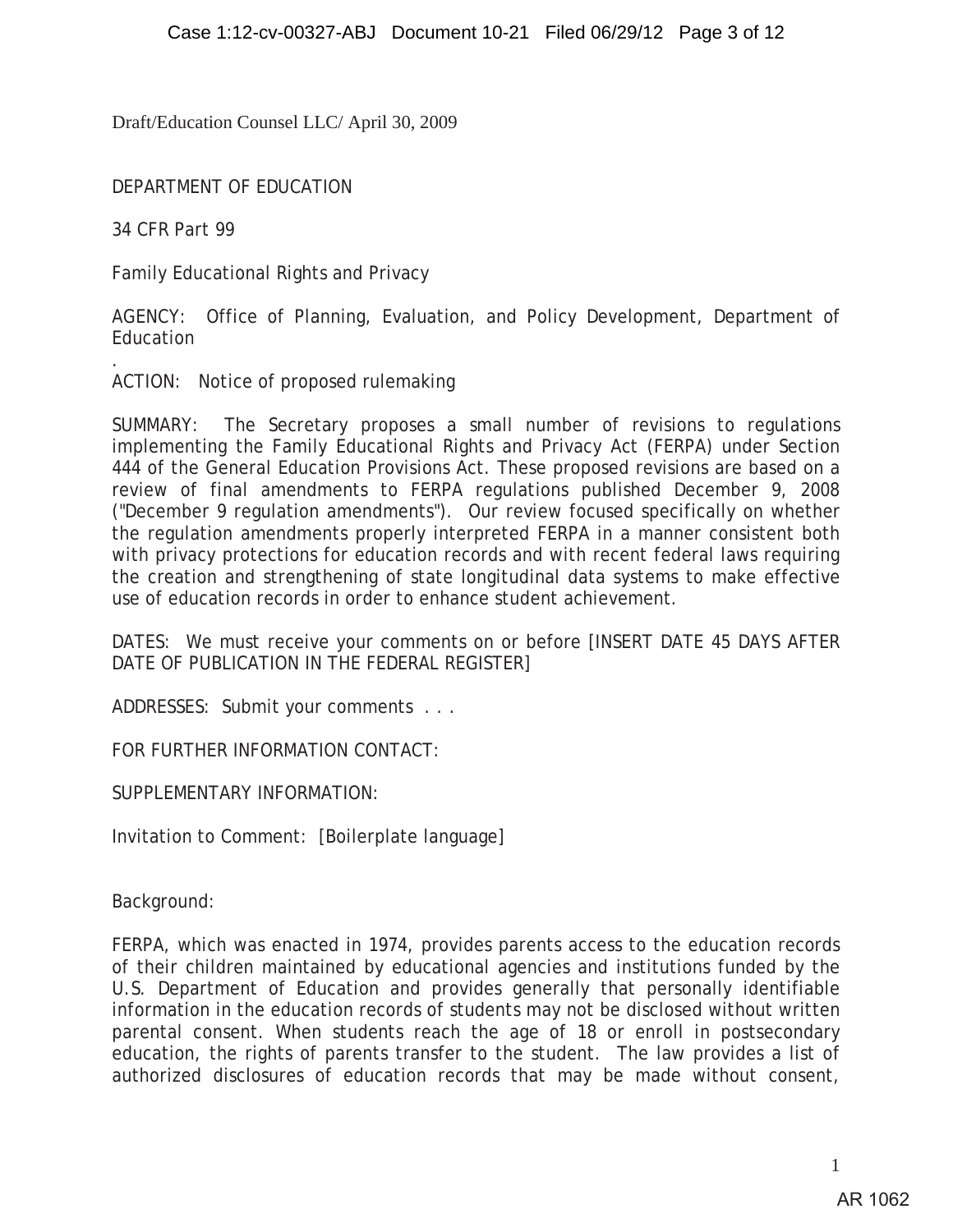Draft/Education Counsel LLC/ April 30, 2009

DEPARTMENT OF EDUCATION

34 CFR Part 99

Family Educational Rights and Privacy

AGENCY: Office of Planning, Evaluation, and Policy Development, Department of Education

.
ACTION: Notice of proposed rulemaking

SUMMARY: The Secretary proposes a small number of revisions to regulations implementing the Family Educational Rights and Privacy Act (FERPA) under Section 444 of the General Education Provisions Act. These proposed revisions are based on a review of final amendments to FERPA regulations published December 9, 2008 ("December 9 regulation amendments"). Our review focused specifically on whether the regulation amendments properly interpreted FERPA in a manner consistent both with privacy protections for education records and with recent federal laws requiring the creation and strengthening of state longitudinal data systems to make effective use of education records in order to enhance student achievement.

DATES: We must receive your comments on or before [INSERT DATE 45 DAYS AFTER DATE OF PUBLICATION IN THE FEDERAL REGISTER]

ADDRESSES: Submit your comments . . .

FOR FURTHER INFORMATION CONTACT:

SUPPLEMENTARY INFORMATION:

Invitation to Comment: [Boilerplate language]

Background:

FERPA, which was enacted in 1974, provides parents access to the education records of their children maintained by educational agencies and institutions funded by the U.S. Department of Education and provides generally that personally identifiable information in the education records of students may not be disclosed without written parental consent. When students reach the age of 18 or enroll in postsecondary education, the rights of parents transfer to the student. The law provides a list of authorized disclosures of education records that may be made without consent,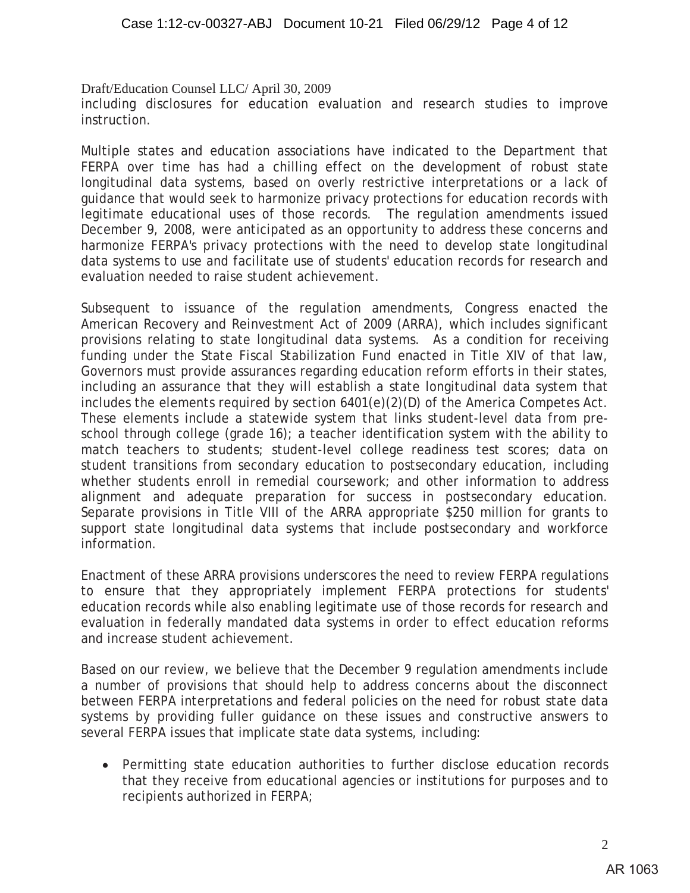Draft/Education Counsel LLC/ April 30, 2009

including disclosures for education evaluation and research studies to improve instruction.

Multiple states and education associations have indicated to the Department that FERPA over time has had a chilling effect on the development of robust state longitudinal data systems, based on overly restrictive interpretations or a lack of guidance that would seek to harmonize privacy protections for education records with legitimate educational uses of those records. The regulation amendments issued December 9, 2008, were anticipated as an opportunity to address these concerns and harmonize FERPA's privacy protections with the need to develop state longitudinal data systems to use and facilitate use of students' education records for research and evaluation needed to raise student achievement.

Subsequent to issuance of the regulation amendments, Congress enacted the American Recovery and Reinvestment Act of 2009 (ARRA), which includes significant provisions relating to state longitudinal data systems. As a condition for receiving funding under the State Fiscal Stabilization Fund enacted in Title XIV of that law, Governors must provide assurances regarding education reform efforts in their states, including an assurance that they will establish a state longitudinal data system that includes the elements required by section 6401(e)(2)(D) of the America Competes Act. These elements include a statewide system that links student-level data from pre-school through college (grade 16); a teacher identification system with the ability to match teachers to students; student-level college readiness test scores; data on student transitions from secondary education to postsecondary education, including whether students enroll in remedial coursework; and other information to address alignment and adequate preparation for success in postsecondary education. Separate provisions in Title VIII of the ARRA appropriate $250 million for grants to support state longitudinal data systems that include postsecondary and workforce information.

Enactment of these ARRA provisions underscores the need to review FERPA regulations to ensure that they appropriately implement FERPA protections for students' education records while also enabling legitimate use of those records for research and evaluation in federally mandated data systems in order to effect education reforms and increase student achievement.

Based on our review, we believe that the December 9 regulation amendments include a number of provisions that should help to address concerns about the disconnect between FERPA interpretations and federal policies on the need for robust state data systems by providing fuller guidance on these issues and constructive answers to several FERPA issues that implicate state data systems, including:

- Permitting state education authorities to further disclose education records that they receive from educational agencies or institutions for purposes and to recipients authorized in FERPA;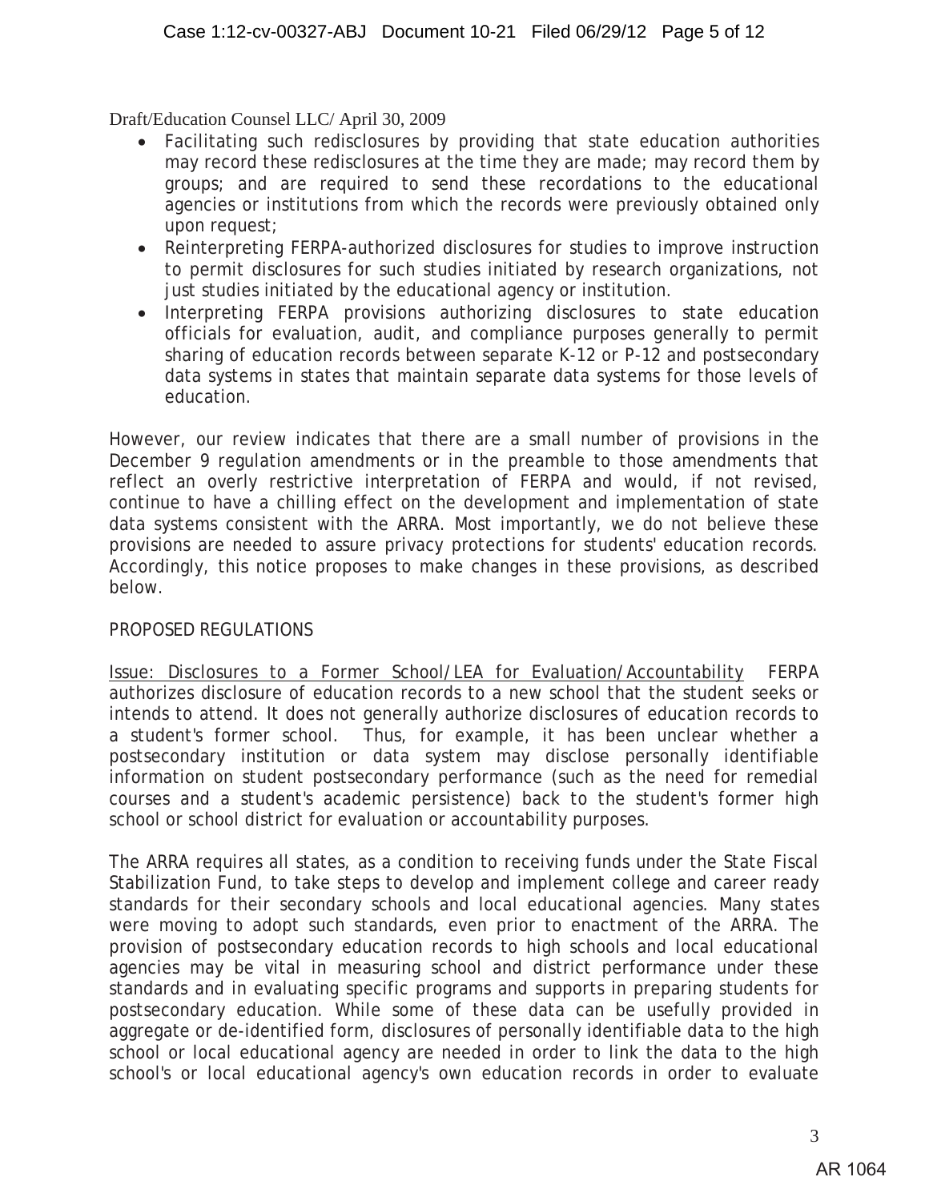Draft/Education Counsel LLC/ April 30, 2009

- Facilitating such redisclosures by providing that state education authorities may record these redisclosures at the time they are made; may record them by groups; and are required to send these recordations to the educational agencies or institutions from which the records were previously obtained only upon request;
- Reinterpreting FERPA-authorized disclosures for studies to improve instruction to permit disclosures for such studies initiated by research organizations, not just studies initiated by the educational agency or institution.
- Interpreting FERPA provisions authorizing disclosures to state education officials for evaluation, audit, and compliance purposes generally to permit sharing of education records between separate K-12 or P-12 and postsecondary data systems in states that maintain separate data systems for those levels of education.

However, our review indicates that there are a small number of provisions in the December 9 regulation amendments or in the preamble to those amendments that reflect an overly restrictive interpretation of FERPA and would, if not revised, continue to have a chilling effect on the development and implementation of state data systems consistent with the ARRA. Most importantly, we do not believe these provisions are needed to assure privacy protections for students' education records. Accordingly, this notice proposes to make changes in these provisions, as described below.

PROPOSED REGULATIONS

Issue: Disclosures to a Former School/LEA for Evaluation/Accountability FERPA authorizes disclosure of education records to a new school that the student seeks or intends to attend. It does not generally authorize disclosures of education records to a student's former school. Thus, for example, it has been unclear whether a postsecondary institution or data system may disclose personally identifiable information on student postsecondary performance (such as the need for remedial courses and a student's academic persistence) back to the student's former high school or school district for evaluation or accountability purposes.

The ARRA requires all states, as a condition to receiving funds under the State Fiscal Stabilization Fund, to take steps to develop and implement college and career ready standards for their secondary schools and local educational agencies. Many states were moving to adopt such standards, even prior to enactment of the ARRA. The provision of postsecondary education records to high schools and local educational agencies may be vital in measuring school and district performance under these standards and in evaluating specific programs and supports in preparing students for postsecondary education. While some of these data can be usefully provided in aggregate or de-identified form, disclosures of personally identifiable data to the high school or local educational agency are needed in order to link the data to the high school's or local educational agency's own education records in order to evaluate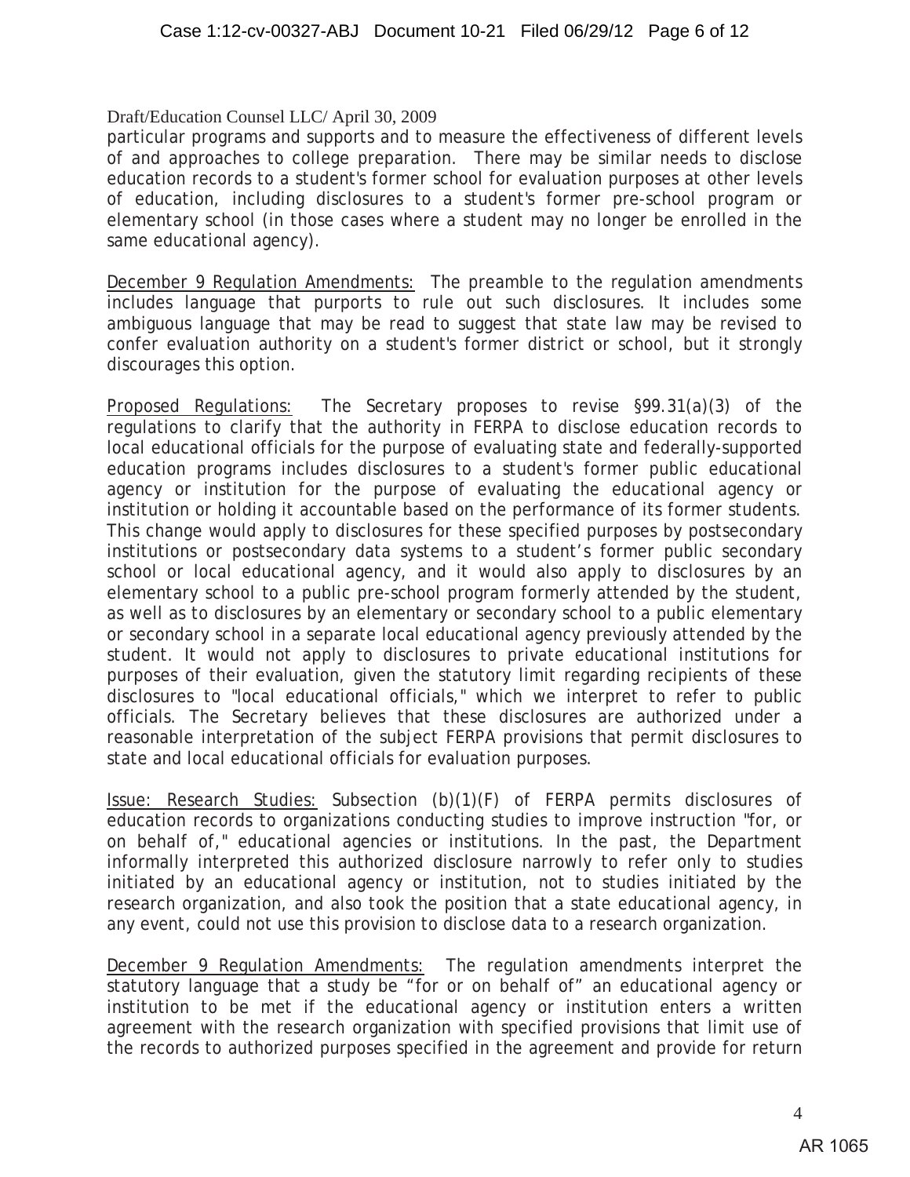Draft/Education Counsel LLC/ April 30, 2009

particular programs and supports and to measure the effectiveness of different levels of and approaches to college preparation. There may be similar needs to disclose education records to a student's former school for evaluation purposes at other levels of education, including disclosures to a student's former pre-school program or elementary school (in those cases where a student may no longer be enrolled in the same educational agency).

December 9 Regulation Amendments: The preamble to the regulation amendments includes language that purports to rule out such disclosures. It includes some ambiguous language that may be read to suggest that state law may be revised to confer evaluation authority on a student's former district or school, but it strongly discourages this option.

Proposed Regulations: The Secretary proposes to revise §99.31(a)(3) of the regulations to clarify that the authority in FERPA to disclose education records to local educational officials for the purpose of evaluating state and federally-supported education programs includes disclosures to a student's former public educational agency or institution for the purpose of evaluating the educational agency or institution or holding it accountable based on the performance of its former students. This change would apply to disclosures for these specified purposes by postsecondary institutions or postsecondary data systems to a student's former public secondary school or local educational agency, and it would also apply to disclosures by an elementary school to a public pre-school program formerly attended by the student, as well as to disclosures by an elementary or secondary school to a public elementary or secondary school in a separate local educational agency previously attended by the student. It would not apply to disclosures to private educational institutions for purposes of their evaluation, given the statutory limit regarding recipients of these disclosures to "local educational officials," which we interpret to refer to public officials. The Secretary believes that these disclosures are authorized under a reasonable interpretation of the subject FERPA provisions that permit disclosures to state and local educational officials for evaluation purposes.

Issue: Research Studies: Subsection (b)(1)(F) of FERPA permits disclosures of education records to organizations conducting studies to improve instruction "for, or on behalf of," educational agencies or institutions. In the past, the Department informally interpreted this authorized disclosure narrowly to refer only to studies initiated by an educational agency or institution, not to studies initiated by the research organization, and also took the position that a state educational agency, in any event, could not use this provision to disclose data to a research organization.

December 9 Regulation Amendments: The regulation amendments interpret the statutory language that a study be "for or on behalf of" an educational agency or institution to be met if the educational agency or institution enters a written agreement with the research organization with specified provisions that limit use of the records to authorized purposes specified in the agreement and provide for return

AR 1065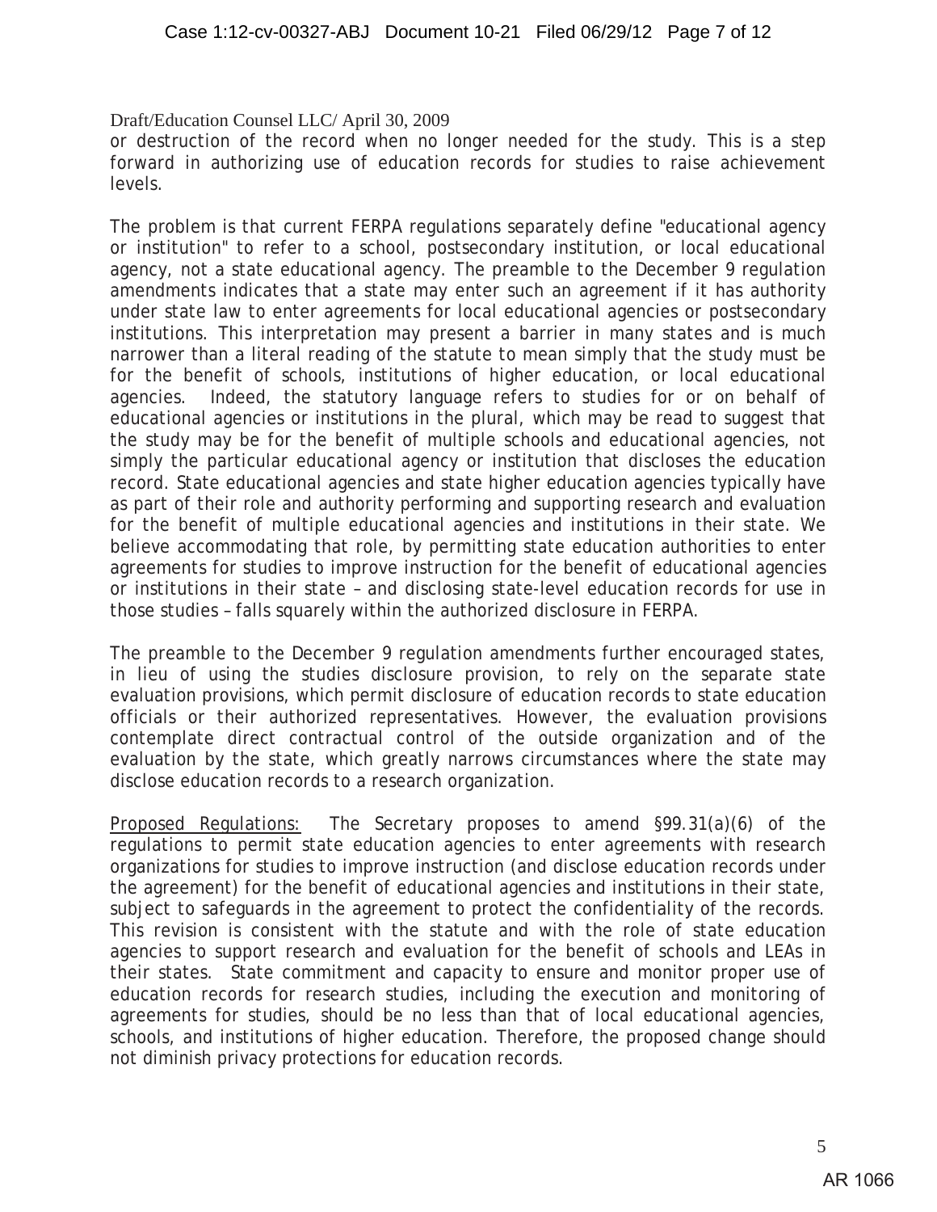or destruction of the record when no longer needed for the study. This is a step forward in authorizing use of education records for studies to raise achievement levels.

The problem is that current FERPA regulations separately define "educational agency or institution" to refer to a school, postsecondary institution, or local educational agency, not a state educational agency. The preamble to the December 9 regulation amendments indicates that a state may enter such an agreement if it has authority under state law to enter agreements for local educational agencies or postsecondary institutions. This interpretation may present a barrier in many states and is much narrower than a literal reading of the statute to mean simply that the study must be for the benefit of schools, institutions of higher education, or local educational agencies. Indeed, the statutory language refers to studies for or on behalf of educational agencies or institutions in the plural, which may be read to suggest that the study may be for the benefit of multiple schools and educational agencies, not simply the particular educational agency or institution that discloses the education record. State educational agencies and state higher education agencies typically have as part of their role and authority performing and supporting research and evaluation for the benefit of multiple educational agencies and institutions in their state. We believe accommodating that role, by permitting state education authorities to enter agreements for studies to improve instruction for the benefit of educational agencies or institutions in their state – and disclosing state-level education records for use in those studies – falls squarely within the authorized disclosure in FERPA.

The preamble to the December 9 regulation amendments further encouraged states, in lieu of using the studies disclosure provision, to rely on the separate state evaluation provisions, which permit disclosure of education records to state education officials or their authorized representatives. However, the evaluation provisions contemplate direct contractual control of the outside organization and of the evaluation by the state, which greatly narrows circumstances where the state may disclose education records to a research organization.

Proposed Regulations: The Secretary proposes to amend §99.31(a)(6) of the regulations to permit state education agencies to enter agreements with research organizations for studies to improve instruction (and disclose education records under the agreement) for the benefit of educational agencies and institutions in their state, subject to safeguards in the agreement to protect the confidentiality of the records. This revision is consistent with the statute and with the role of state education agencies to support research and evaluation for the benefit of schools and LEAs in their states. State commitment and capacity to ensure and monitor proper use of education records for research studies, including the execution and monitoring of agreements for studies, should be no less than that of local educational agencies, schools, and institutions of higher education. Therefore, the proposed change should not diminish privacy protections for education records.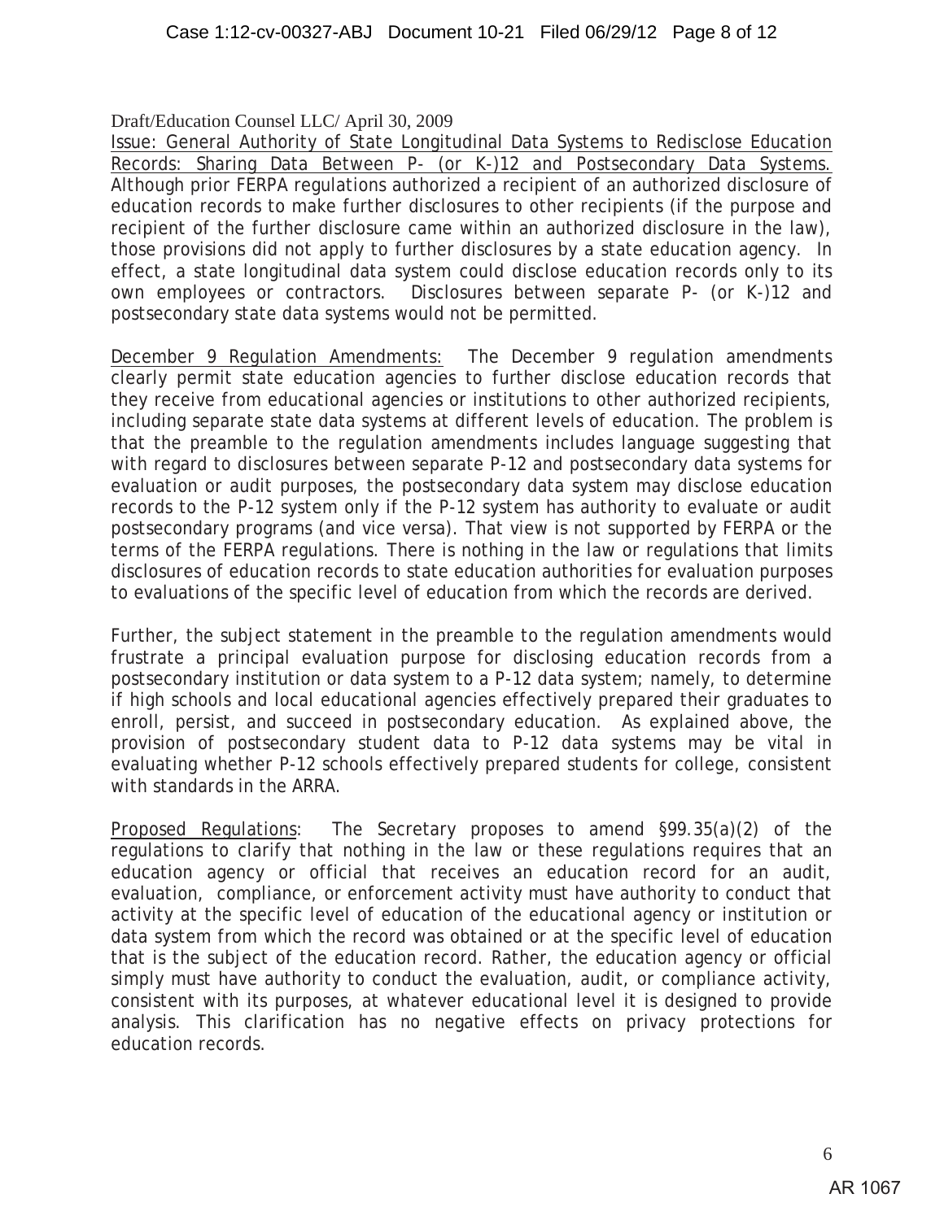Draft/Education Counsel LLC/ April 30, 2009

Issue: General Authority of State Longitudinal Data Systems to Redisclose Education Records: Sharing Data Between P- (or K-)12 and Postsecondary Data Systems. Although prior FERPA regulations authorized a recipient of an authorized disclosure of education records to make further disclosures to other recipients (if the purpose and recipient of the further disclosure came within an authorized disclosure in the law), those provisions did not apply to further disclosures by a state education agency. In effect, a state longitudinal data system could disclose education records only to its own employees or contractors. Disclosures between separate P- (or K-)12 and postsecondary state data systems would not be permitted.

December 9 Regulation Amendments: The December 9 regulation amendments clearly permit state education agencies to further disclose education records that they receive from educational agencies or institutions to other authorized recipients, including separate state data systems at different levels of education. The problem is that the preamble to the regulation amendments includes language suggesting that with regard to disclosures between separate P-12 and postsecondary data systems for evaluation or audit purposes, the postsecondary data system may disclose education records to the P-12 system only if the P-12 system has authority to evaluate or audit postsecondary programs (and vice versa). That view is not supported by FERPA or the terms of the FERPA regulations. There is nothing in the law or regulations that limits disclosures of education records to state education authorities for evaluation purposes to evaluations of the specific level of education from which the records are derived.

Further, the subject statement in the preamble to the regulation amendments would frustrate a principal evaluation purpose for disclosing education records from a postsecondary institution or data system to a P-12 data system; namely, to determine if high schools and local educational agencies effectively prepared their graduates to enroll, persist, and succeed in postsecondary education. As explained above, the provision of postsecondary student data to P-12 data systems may be vital in evaluating whether P-12 schools effectively prepared students for college, consistent with standards in the ARRA.

Proposed Regulations: The Secretary proposes to amend §99.35(a)(2) of the regulations to clarify that nothing in the law or these regulations requires that an education agency or official that receives an education record for an audit, evaluation, compliance, or enforcement activity must have authority to conduct that activity at the specific level of education of the educational agency or institution or data system from which the record was obtained or at the specific level of education that is the subject of the education record. Rather, the education agency or official simply must have authority to conduct the evaluation, audit, or compliance activity, consistent with its purposes, at whatever educational level it is designed to provide analysis. This clarification has no negative effects on privacy protections for education records.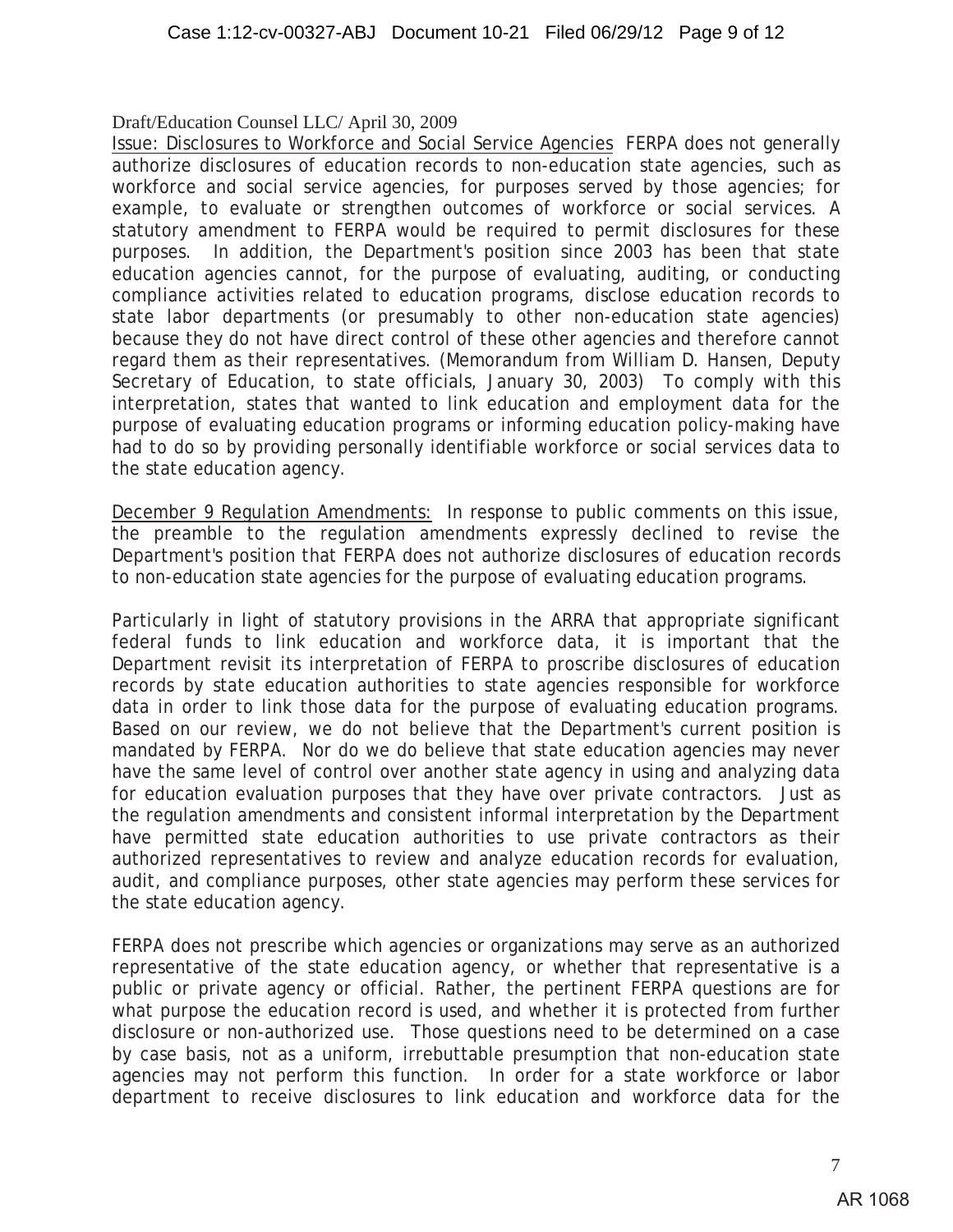Draft/Education Counsel LLC/ April 30, 2009

Issue: Disclosures to Workforce and Social Service Agencies FERPA does not generally authorize disclosures of education records to non-education state agencies, such as workforce and social service agencies, for purposes served by those agencies; for example, to evaluate or strengthen outcomes of workforce or social services. A statutory amendment to FERPA would be required to permit disclosures for these purposes. In addition, the Department's position since 2003 has been that state education agencies cannot, for the purpose of evaluating, auditing, or conducting compliance activities related to education programs, disclose education records to state labor departments (or presumably to other non-education state agencies) because they do not have direct control of these other agencies and therefore cannot regard them as their representatives. (Memorandum from William D. Hansen, Deputy Secretary of Education, to state officials, January 30, 2003) To comply with this interpretation, states that wanted to link education and employment data for the purpose of evaluating education programs or informing education policy-making have had to do so by providing personally identifiable workforce or social services data to the state education agency.

December 9 Regulation Amendments: In response to public comments on this issue, the preamble to the regulation amendments expressly declined to revise the Department's position that FERPA does not authorize disclosures of education records to non-education state agencies for the purpose of evaluating education programs.

Particularly in light of statutory provisions in the ARRA that appropriate significant federal funds to link education and workforce data, it is important that the Department revisit its interpretation of FERPA to proscribe disclosures of education records by state education authorities to state agencies responsible for workforce data in order to link those data for the purpose of evaluating education programs. Based on our review, we do not believe that the Department's current position is mandated by FERPA. Nor do we do believe that state education agencies may never have the same level of control over another state agency in using and analyzing data for education evaluation purposes that they have over private contractors. Just as the regulation amendments and consistent informal interpretation by the Department have permitted state education authorities to use private contractors as their authorized representatives to review and analyze education records for evaluation, audit, and compliance purposes, other state agencies may perform these services for the state education agency.

FERPA does not prescribe which agencies or organizations may serve as an authorized representative of the state education agency, or whether that representative is a public or private agency or official. Rather, the pertinent FERPA questions are for what purpose the education record is used, and whether it is protected from further disclosure or non-authorized use. Those questions need to be determined on a case by case basis, not as a uniform, irrebuttable presumption that non-education state agencies may not perform this function. In order for a state workforce or labor department to receive disclosures to link education and workforce data for the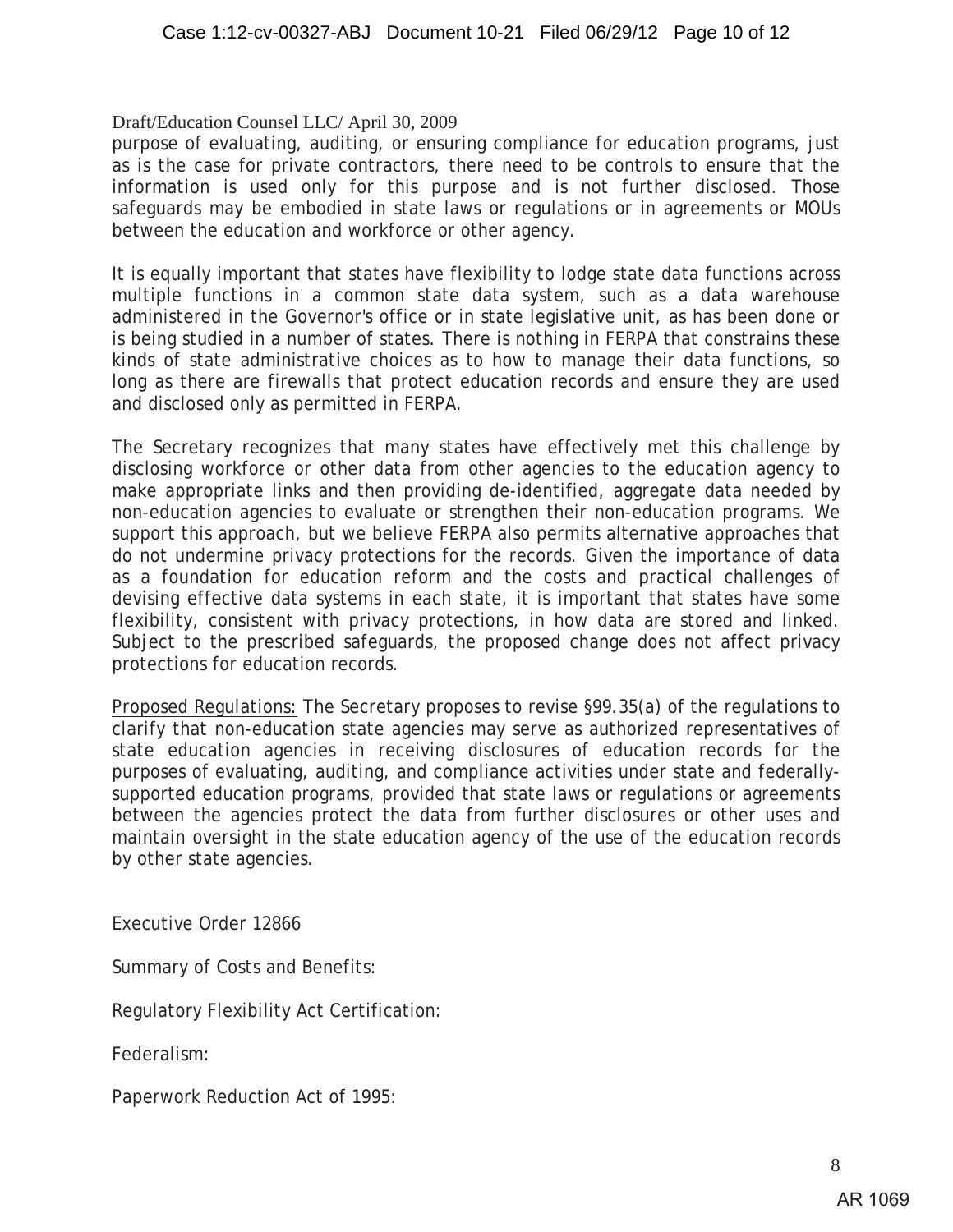Draft/Education Counsel LLC/ April 30, 2009

purpose of evaluating, auditing, or ensuring compliance for education programs, just as is the case for private contractors, there need to be controls to ensure that the information is used only for this purpose and is not further disclosed. Those safeguards may be embodied in state laws or regulations or in agreements or MOUs between the education and workforce or other agency.

It is equally important that states have flexibility to lodge state data functions across multiple functions in a common state data system, such as a data warehouse administered in the Governor's office or in state legislative unit, as has been done or is being studied in a number of states. There is nothing in FERPA that constrains these kinds of state administrative choices as to how to manage their data functions, so long as there are firewalls that protect education records and ensure they are used and disclosed only as permitted in FERPA.

The Secretary recognizes that many states have effectively met this challenge by disclosing workforce or other data from other agencies to the education agency to make appropriate links and then providing de-identified, aggregate data needed by non-education agencies to evaluate or strengthen their non-education programs. We support this approach, but we believe FERPA also permits alternative approaches that do not undermine privacy protections for the records. Given the importance of data as a foundation for education reform and the costs and practical challenges of devising effective data systems in each state, it is important that states have some flexibility, consistent with privacy protections, in how data are stored and linked. Subject to the prescribed safeguards, the proposed change does not affect privacy protections for education records.

Proposed Regulations: The Secretary proposes to revise §99.35(a) of the regulations to clarify that non-education state agencies may serve as authorized representatives of state education agencies in receiving disclosures of education records for the purposes of evaluating, auditing, and compliance activities under state and federally-supported education programs, provided that state laws or regulations or agreements between the agencies protect the data from further disclosures or other uses and maintain oversight in the state education agency of the use of the education records by other state agencies.

Executive Order 12866

Summary of Costs and Benefits:

Regulatory Flexibility Act Certification:

Federalism:

Paperwork Reduction Act of 1995: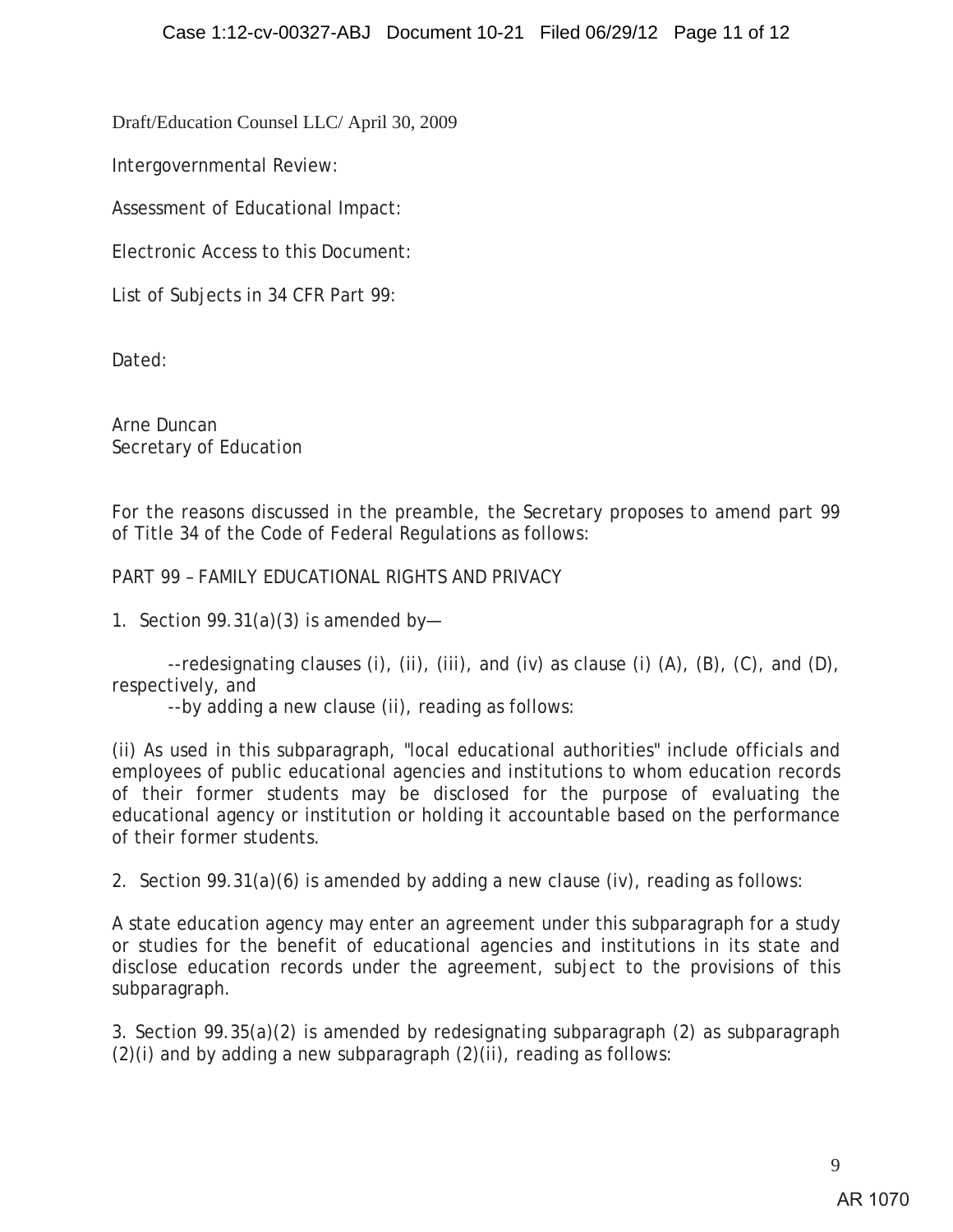Draft/Education Counsel LLC/ April 30, 2009

Intergovernmental Review:

Assessment of Educational Impact:

Electronic Access to this Document:

List of Subjects in 34 CFR Part 99:

Dated:

Arne Duncan
Secretary of Education

For the reasons discussed in the preamble, the Secretary proposes to amend part 99 of Title 34 of the Code of Federal Regulations as follows:

PART 99 – FAMILY EDUCATIONAL RIGHTS AND PRIVACY

1. Section 99.31(a)(3) is amended by—

--redesignating clauses (i), (ii), (iii), and (iv) as clause (i) (A), (B), (C), and (D), respectively, and

--by adding a new clause (ii), reading as follows:

(ii) As used in this subparagraph, "local educational authorities" include officials and employees of public educational agencies and institutions to whom education records of their former students may be disclosed for the purpose of evaluating the educational agency or institution or holding it accountable based on the performance of their former students.

2. Section 99.31(a)(6) is amended by adding a new clause (iv), reading as follows:

A state education agency may enter an agreement under this subparagraph for a study or studies for the benefit of educational agencies and institutions in its state and disclose education records under the agreement, subject to the provisions of this subparagraph.

3. Section 99.35(a)(2) is amended by redesignating subparagraph (2) as subparagraph (2)(i) and by adding a new subparagraph (2)(ii), reading as follows:

AR 1070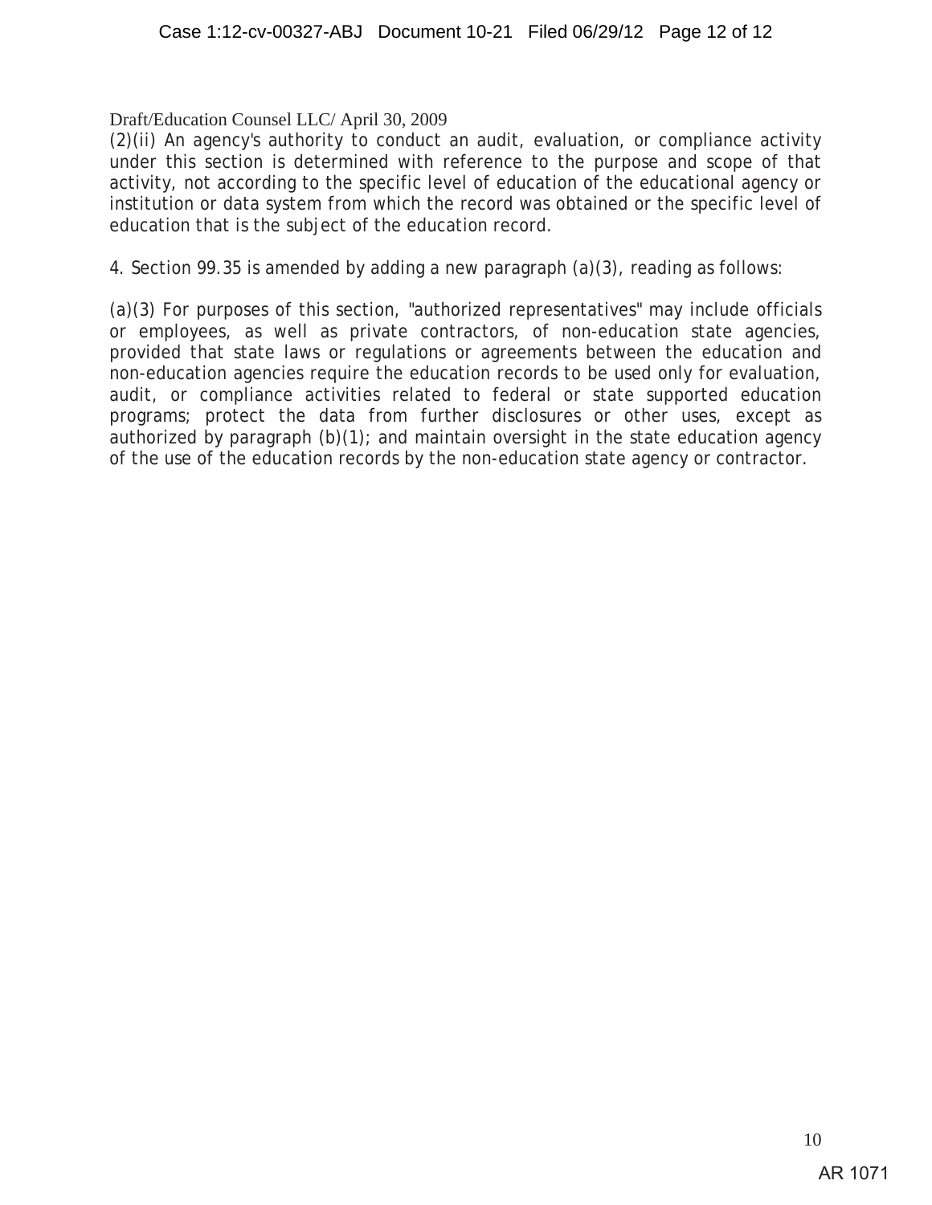Draft/Education Counsel LLC/ April 30, 2009

(2)(ii) An agency's authority to conduct an audit, evaluation, or compliance activity under this section is determined with reference to the purpose and scope of that activity, not according to the specific level of education of the educational agency or institution or data system from which the record was obtained or the specific level of education that is the subject of the education record.

4. Section 99.35 is amended by adding a new paragraph (a)(3), reading as follows:

(a)(3) For purposes of this section, "authorized representatives" may include officials or employees, as well as private contractors, of non-education state agencies, provided that state laws or regulations or agreements between the education and non-education agencies require the education records to be used only for evaluation, audit, or compliance activities related to federal or state supported education programs; protect the data from further disclosures or other uses, except as authorized by paragraph (b)(1); and maintain oversight in the state education agency of the use of the education records by the non-education state agency or contractor.